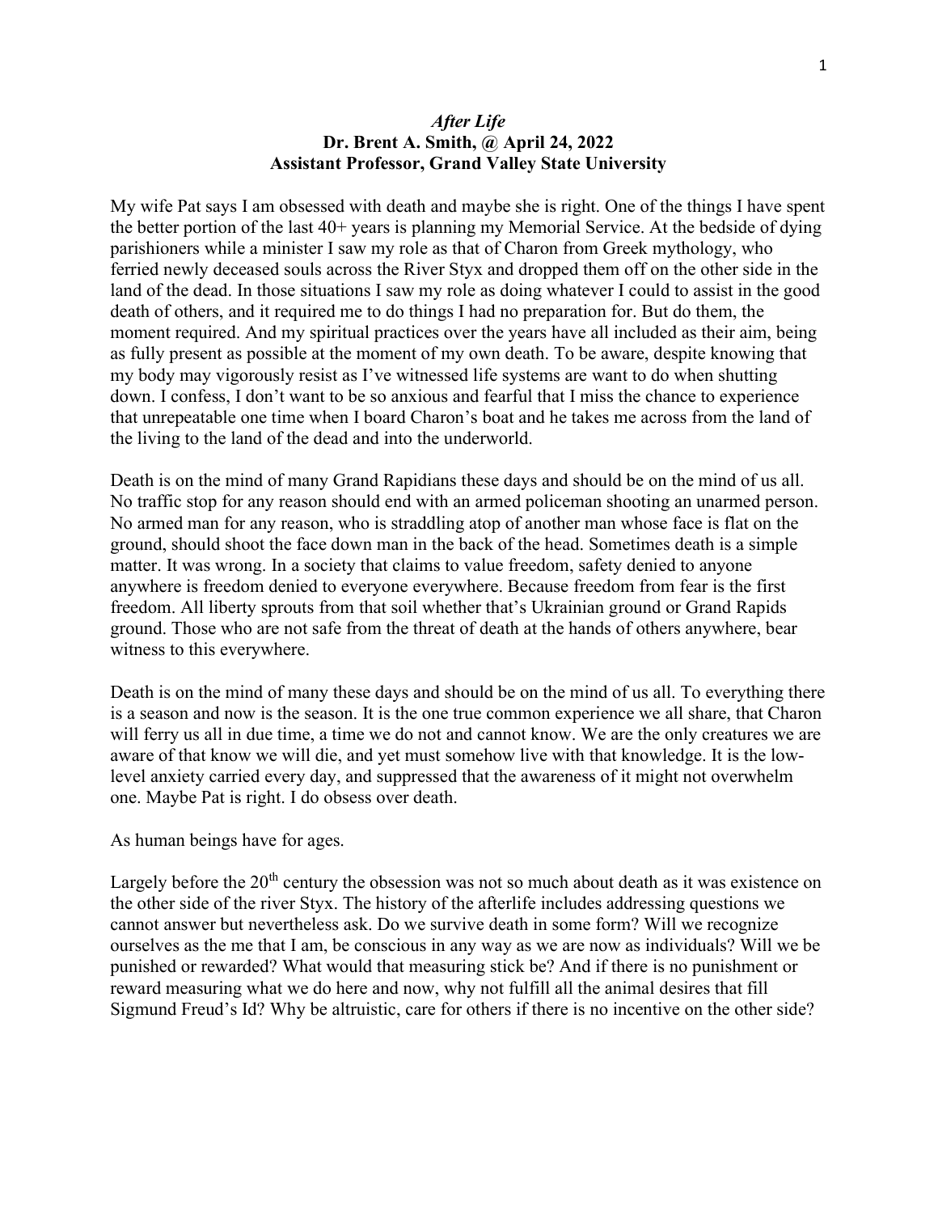# *After Life*

**Dr. Brent A. Smith, @ April 24, 2022**
**Assistant Professor, Grand Valley State University**

My wife Pat says I am obsessed with death and maybe she is right. One of the things I have spent the better portion of the last 40+ years is planning my Memorial Service. At the bedside of dying parishioners while a minister I saw my role as that of Charon from Greek mythology, who ferried newly deceased souls across the River Styx and dropped them off on the other side in the land of the dead. In those situations I saw my role as doing whatever I could to assist in the good death of others, and it required me to do things I had no preparation for. But do them, the moment required. And my spiritual practices over the years have all included as their aim, being as fully present as possible at the moment of my own death. To be aware, despite knowing that my body may vigorously resist as I've witnessed life systems are want to do when shutting down. I confess, I don't want to be so anxious and fearful that I miss the chance to experience that unrepeatable one time when I board Charon's boat and he takes me across from the land of the living to the land of the dead and into the underworld.

Death is on the mind of many Grand Rapidians these days and should be on the mind of us all. No traffic stop for any reason should end with an armed policeman shooting an unarmed person. No armed man for any reason, who is straddling atop of another man whose face is flat on the ground, should shoot the face down man in the back of the head. Sometimes death is a simple matter. It was wrong. In a society that claims to value freedom, safety denied to anyone anywhere is freedom denied to everyone everywhere. Because freedom from fear is the first freedom. All liberty sprouts from that soil whether that's Ukrainian ground or Grand Rapids ground. Those who are not safe from the threat of death at the hands of others anywhere, bear witness to this everywhere.

Death is on the mind of many these days and should be on the mind of us all. To everything there is a season and now is the season. It is the one true common experience we all share, that Charon will ferry us all in due time, a time we do not and cannot know. We are the only creatures we are aware of that know we will die, and yet must somehow live with that knowledge. It is the low-level anxiety carried every day, and suppressed that the awareness of it might not overwhelm one. Maybe Pat is right. I do obsess over death.

As human beings have for ages.

Largely before the 20th century the obsession was not so much about death as it was existence on the other side of the river Styx. The history of the afterlife includes addressing questions we cannot answer but nevertheless ask. Do we survive death in some form? Will we recognize ourselves as the me that I am, be conscious in any way as we are now as individuals? Will we be punished or rewarded? What would that measuring stick be? And if there is no punishment or reward measuring what we do here and now, why not fulfill all the animal desires that fill Sigmund Freud's Id? Why be altruistic, care for others if there is no incentive on the other side?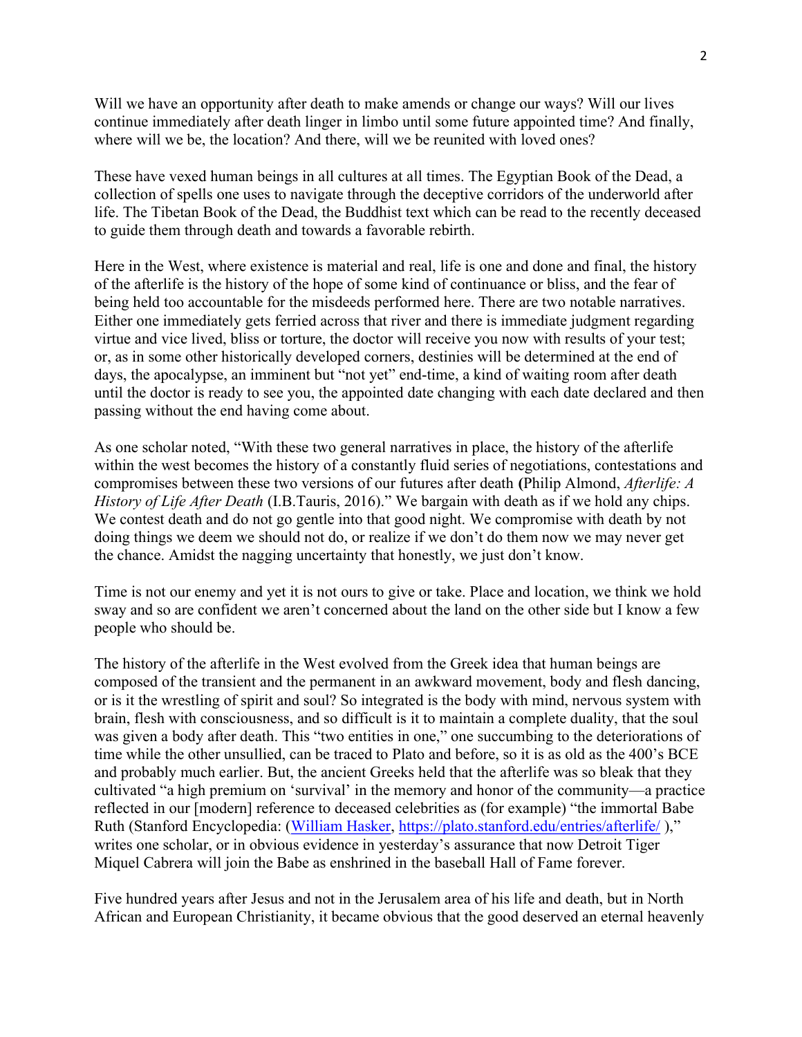Will we have an opportunity after death to make amends or change our ways? Will our lives continue immediately after death linger in limbo until some future appointed time? And finally, where will we be, the location? And there, will we be reunited with loved ones?

These have vexed human beings in all cultures at all times. The Egyptian Book of the Dead, a collection of spells one uses to navigate through the deceptive corridors of the underworld after life. The Tibetan Book of the Dead, the Buddhist text which can be read to the recently deceased to guide them through death and towards a favorable rebirth.

Here in the West, where existence is material and real, life is one and done and final, the history of the afterlife is the history of the hope of some kind of continuance or bliss, and the fear of being held too accountable for the misdeeds performed here. There are two notable narratives. Either one immediately gets ferried across that river and there is immediate judgment regarding virtue and vice lived, bliss or torture, the doctor will receive you now with results of your test; or, as in some other historically developed corners, destinies will be determined at the end of days, the apocalypse, an imminent but "not yet" end-time, a kind of waiting room after death until the doctor is ready to see you, the appointed date changing with each date declared and then passing without the end having come about.

As one scholar noted, "With these two general narratives in place, the history of the afterlife within the west becomes the history of a constantly fluid series of negotiations, contestations and compromises between these two versions of our futures after death **(**Philip Almond, *Afterlife: A History of Life After Death* (I.B.Tauris, 2016)." We bargain with death as if we hold any chips. We contest death and do not go gentle into that good night. We compromise with death by not doing things we deem we should not do, or realize if we don't do them now we may never get the chance. Amidst the nagging uncertainty that honestly, we just don't know.

Time is not our enemy and yet it is not ours to give or take. Place and location, we think we hold sway and so are confident we aren't concerned about the land on the other side but I know a few people who should be.

The history of the afterlife in the West evolved from the Greek idea that human beings are composed of the transient and the permanent in an awkward movement, body and flesh dancing, or is it the wrestling of spirit and soul? So integrated is the body with mind, nervous system with brain, flesh with consciousness, and so difficult is it to maintain a complete duality, that the soul was given a body after death. This "two entities in one," one succumbing to the deteriorations of time while the other unsullied, can be traced to Plato and before, so it is as old as the 400's BCE and probably much earlier. But, the ancient Greeks held that the afterlife was so bleak that they cultivated "a high premium on 'survival' in the memory and honor of the community—a practice reflected in our [modern] reference to deceased celebrities as (for example) "the immortal Babe Ruth (Stanford Encyclopedia: ([William Hasker](https://plato.stanford.edu/entries/afterlife/), https://plato.stanford.edu/entries/afterlife/ )," writes one scholar, or in obvious evidence in yesterday's assurance that now Detroit Tiger Miquel Cabrera will join the Babe as enshrined in the baseball Hall of Fame forever.

Five hundred years after Jesus and not in the Jerusalem area of his life and death, but in North African and European Christianity, it became obvious that the good deserved an eternal heavenly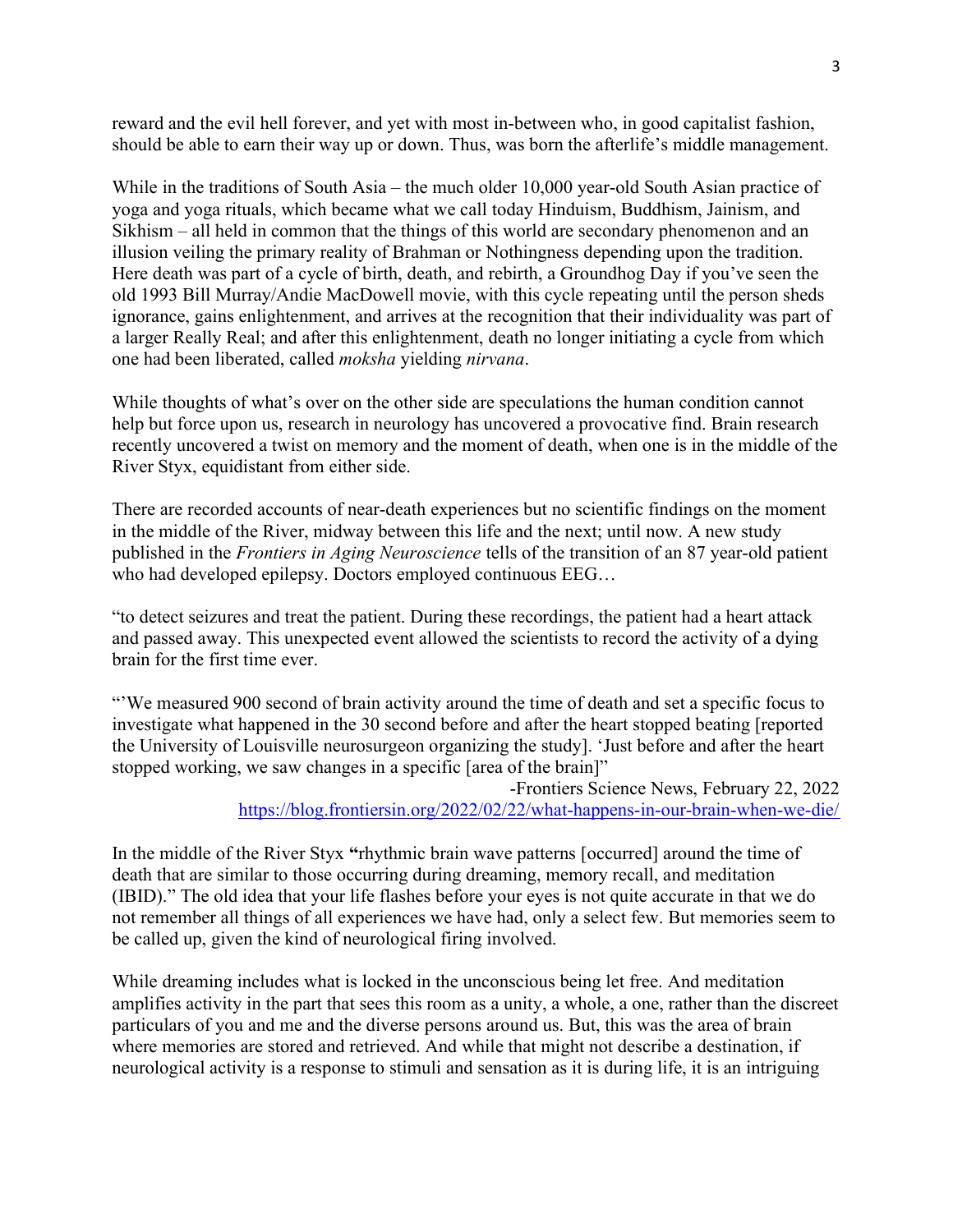reward and the evil hell forever, and yet with most in-between who, in good capitalist fashion, should be able to earn their way up or down. Thus, was born the afterlife's middle management.

While in the traditions of South Asia – the much older 10,000 year-old South Asian practice of yoga and yoga rituals, which became what we call today Hinduism, Buddhism, Jainism, and Sikhism – all held in common that the things of this world are secondary phenomenon and an illusion veiling the primary reality of Brahman or Nothingness depending upon the tradition. Here death was part of a cycle of birth, death, and rebirth, a Groundhog Day if you've seen the old 1993 Bill Murray/Andie MacDowell movie, with this cycle repeating until the person sheds ignorance, gains enlightenment, and arrives at the recognition that their individuality was part of a larger Really Real; and after this enlightenment, death no longer initiating a cycle from which one had been liberated, called *moksha* yielding *nirvana*.

While thoughts of what's over on the other side are speculations the human condition cannot help but force upon us, research in neurology has uncovered a provocative find. Brain research recently uncovered a twist on memory and the moment of death, when one is in the middle of the River Styx, equidistant from either side.

There are recorded accounts of near-death experiences but no scientific findings on the moment in the middle of the River, midway between this life and the next; until now. A new study published in the *Frontiers in Aging Neuroscience* tells of the transition of an 87 year-old patient who had developed epilepsy. Doctors employed continuous EEG…

"to detect seizures and treat the patient. During these recordings, the patient had a heart attack and passed away. This unexpected event allowed the scientists to record the activity of a dying brain for the first time ever.

"'We measured 900 second of brain activity around the time of death and set a specific focus to investigate what happened in the 30 second before and after the heart stopped beating [reported the University of Louisville neurosurgeon organizing the study]. 'Just before and after the heart stopped working, we saw changes in a specific [area of the brain]"

-Frontiers Science News, February 22, 2022
https://blog.frontiersin.org/2022/02/22/what-happens-in-our-brain-when-we-die/

In the middle of the River Styx **"**rhythmic brain wave patterns [occurred] around the time of death that are similar to those occurring during dreaming, memory recall, and meditation (IBID)." The old idea that your life flashes before your eyes is not quite accurate in that we do not remember all things of all experiences we have had, only a select few. But memories seem to be called up, given the kind of neurological firing involved.

While dreaming includes what is locked in the unconscious being let free. And meditation amplifies activity in the part that sees this room as a unity, a whole, a one, rather than the discreet particulars of you and me and the diverse persons around us. But, this was the area of brain where memories are stored and retrieved. And while that might not describe a destination, if neurological activity is a response to stimuli and sensation as it is during life, it is an intriguing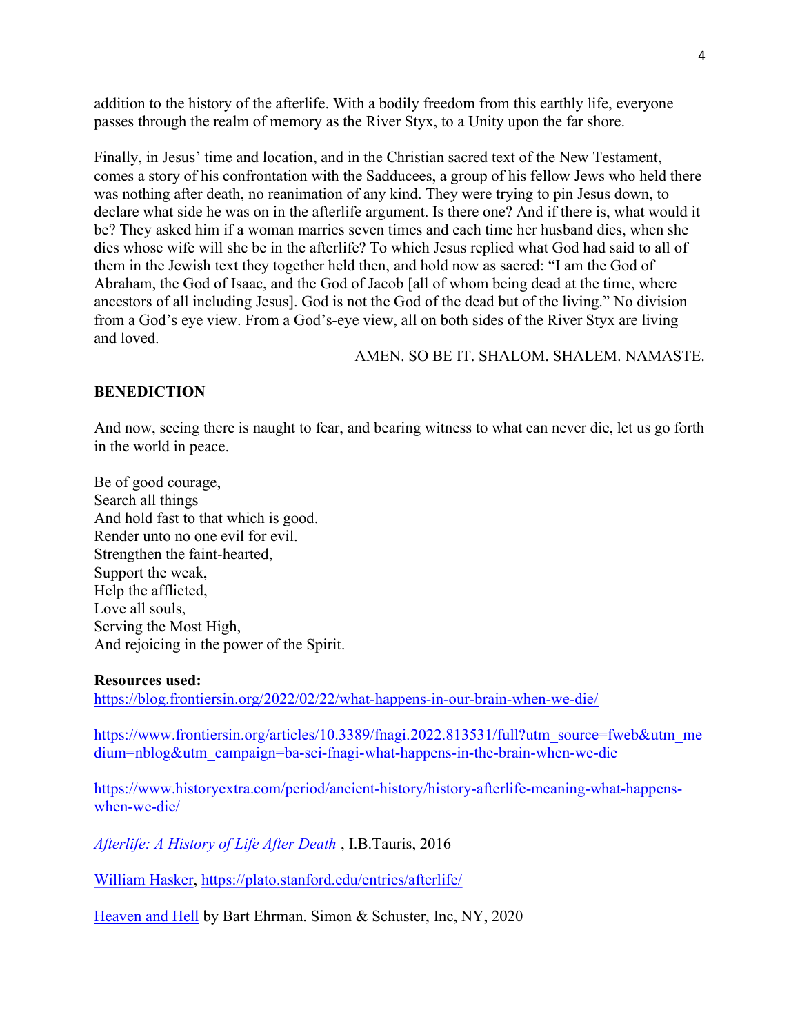addition to the history of the afterlife. With a bodily freedom from this earthly life, everyone passes through the realm of memory as the River Styx, to a Unity upon the far shore.

Finally, in Jesus' time and location, and in the Christian sacred text of the New Testament, comes a story of his confrontation with the Sadducees, a group of his fellow Jews who held there was nothing after death, no reanimation of any kind. They were trying to pin Jesus down, to declare what side he was on in the afterlife argument. Is there one? And if there is, what would it be? They asked him if a woman marries seven times and each time her husband dies, when she dies whose wife will she be in the afterlife? To which Jesus replied what God had said to all of them in the Jewish text they together held then, and hold now as sacred: "I am the God of Abraham, the God of Isaac, and the God of Jacob [all of whom being dead at the time, where ancestors of all including Jesus]. God is not the God of the dead but of the living." No division from a God's eye view. From a God's-eye view, all on both sides of the River Styx are living and loved.

AMEN. SO BE IT. SHALOM. SHALEM. NAMASTE.

**BENEDICTION**

And now, seeing there is naught to fear, and bearing witness to what can never die, let us go forth in the world in peace.

Be of good courage,  
Search all things  
And hold fast to that which is good.  
Render unto no one evil for evil.  
Strengthen the faint-hearted,  
Support the weak,  
Help the afflicted,  
Love all souls,  
Serving the Most High,  
And rejoicing in the power of the Spirit.

**Resources used:**

https://blog.frontiersin.org/2022/02/22/what-happens-in-our-brain-when-we-die/

https://www.frontiersin.org/articles/10.3389/fnagi.2022.813531/full?utm_source=fweb&utm_medium=nblog&utm_campaign=ba-sci-fnagi-what-happens-in-the-brain-when-we-die

https://www.historyextra.com/period/ancient-history/history-afterlife-meaning-what-happens-when-we-die/

*Afterlife: A History of Life After Death* , I.B.Tauris, 2016

William Hasker, https://plato.stanford.edu/entries/afterlife/

Heaven and Hell by Bart Ehrman. Simon & Schuster, Inc, NY, 2020